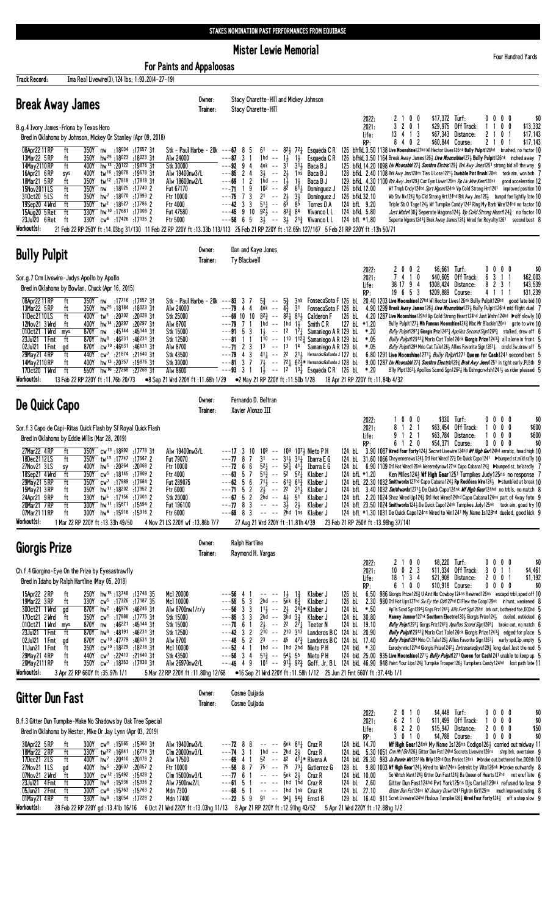STAKES NOMINATION PAST PERFORMANCES FROM EQUIBASE

# Mister Lewie Memorial

For Paints and Appaloosas

Four Hundred Yards

**Track Record:** Ima Real Livewire(3),124 lbs; 1:93.20(4-27-19)

## Break Away James

Owner: Stacy Charette-Hill and Mickey Johnson
Trainer: Stacy Charette-Hill

B.g.4 Ivory James-Friona by Texas Hero
Bred in Oklahoma by Johnson, Mickey Or Stanley (Apr 09, 2018)

| | Starts | 1st | 2nd | 3rd | Earnings | | | | | | |
|---|---|---|---|---|---|---|---|---|---|---|---|
| 2022: | 2 | 1 | 0 | 0 | $17,372 | Turf: | 0 | 0 | 0 | 0 | $0 |
| 2021: | 3 | 2 | 0 | 1 | $29,975 | Off Track: | 1 | 1 | 0 | 0 | $13,332 |
| Life: | 13 | 4 | 1 | 3 | $67,343 | Distance: | 2 | 1 | 0 | 1 | $17,143 |
| RP: | 8 | 4 | 0 | 2 | $60,844 | Course: | 2 | 1 | 0 | 1 | $17,143 |

```
08Apr22 11RP  ft  350Y nw  :18034 :17657 3↑  Stk - Paul Harbe - 20k ---67 8 5  6¹ -- 8²½ 7²¼ Esqueda C R 126 bfhKL 3.50 1138 Live Moonshine127nd Wf Hector Lives126nk Bully Pulpit126hd  brushed, no factor 10
13Mar22 5RP   ft  350Y hw²⁵ :18023 :18023 3↑  Alw 24000              ---87 3 1  1hd -- 1½ 1½  Esqueda C R 126 bfhKL 3.50 1164 Break Away James126½ Live Moonshine127½ Bully Pulpit126nk  inched away 7
14May2110RP   ft  400Y tw¹³ :20122 :19876 3↑  Stk 30000              ---92 9 4  4nk -- 3¹ 3¹½ Baca B J    125 bfkL 14.20 1098 Liv Moonshin127½ Southrn Elctric129½ Brk Awy Jmes1251 strong bid all the way 9
16Apr21 6RP   sys 400Y tw¹⁶ :19678 :19678 3↑  Alw 19400nw3/L         ---85 2 4  3½ -- 2½ 1ns  Baca B J    128 bfkL 2.40 1108 Brk Awy Jms128ns Tles U Lose1271½ Invisble Pnt Brush128nk  took aim, won bob 7
18Mar21 5RP   ft  350Y tw¹² :17818 :17818 3↑  Alw 18600nw2/L         ---69 1 2  1hd -- 1½ 1½  Baca B J    129 bfkL 4.30 1100 Brk Awy Jms129½ Cuz Eym Livwlr125ns Rp Liv Wre Kent128nk  good acceleration 12
15Nov2011LS   ft  350Y nw  :18025 :17749 2   Fut 67170              ---71 1 9  10² -- 8² 6¹½ Dominguez J 126 bfkL 12.00  Wf Trmpk Cndy124hd Sprt Wgons124nk Vp Cold Strong Hrt1241 improved position 10
31Oct20 5LS   ft  350Y hw⁷ :18070 :17993 2   Ftr 10000              ---75 7 3  2¹ -- 2½ 3½  Dominguez J 126 bfkL 32.10  Wb Stv Nx124½ Vp Cld Strong Hrt124hd Brk Awy Jms126½  bumpd foe lightly late 10
19Sep20 4Wrd  ft  350Y tw² :18527 :17786 2   Ftr 4000               ---42 3 3  5¹½ -- 6³ 8⁵  Torres D A  124 bfL 9.20  Triple Sb O Tage124½ Wf Turnpike Candy124² Ring My Barb Wire124hd no factor 10
15Aug20 5Ret  ft  330Y hw¹⁰ :17681 :17008 2   Fut 47580              ---45 9 10 9²½ -- 8³¼ 8⁴ Vivanco L L 124 bfkL 5.80  Just Wishn130½ Seperate Wagons124½ Vp Cold Strong Heart124¾ no factor 10
23Jul20 6Ret  ft  330Y cw⁶ :17426 :17135 2   Ftr 5000               ---58 6 5  3½ -- 3½ 2¹¾ Vivanco L L 124 bfL *1.80  Seperte Wgons1241¾ Break Away James124½ Wired for Royalty1261  second best 8
```

**Workout(s):** 21 Feb 22 RP 250Y ft :14.03bg 31/130 11 Feb 22 RP 220Y ft :13.33b 113/113 25 Feb 21 RP 220Y ft :12.65h 127/167 5 Feb 21 RP 220Y ft :13h 50/71

## Bully Pulpit

Owner: Dan and Kaye Jones
Trainer: Ty Blackwell

Sor.g.7 Crm Livewire-Judys Apollo by Apollo
Bred in Oklahoma by Bowlan, Chuck (Apr 16, 2015)

| | Starts | 1st | 2nd | 3rd | Earnings | | | | | | |
|---|---|---|---|---|---|---|---|---|---|---|---|
| 2022: | 2 | 0 | 0 | 2 | $6,661 | Turf: | 0 | 0 | 0 | 0 | $0 |
| 2021: | 7 | 4 | 1 | 0 | $40,605 | Off Track: | 6 | 3 | 1 | 1 | $62,003 |
| Life: | 38 | 17 | 9 | 4 | $308,424 | Distance: | 8 | 2 | 3 | 1 | $43,539 |
| RP: | 19 | 6 | 5 | 3 | $209,889 | Course: | 4 | 1 | 1 | 1 | $31,239 |

```
08Apr22 11RP  ft  350Y nw  :17716 :17657 3↑  Stk - Paul Harbe - 20k ---83 3 7  5¾ -- 5¾ 3nk FonsecaSoto F 126 bL 20.40 1203 Live Moonshine127hd Wf Hector Lives126nk Bully Pulpit126hd  good late bid 10
13Mar22 5RP   ft  350Y hw²⁵ :18184 :18023 3↑  Alw 24000              ---79 4 4  4nk -- 4¾ 3¹  FonsecaSoto F 126 bL 4.90 1299 Break Away James126½ Live Moonshine127½ Bully Pulpit126nk mid flight duel 7
11Dec2110LS   ft  400Y tw⁵ :20302 :20028 3↑  Stk 25000              ---69 10 10 8²¾ -- 8²¾ 8¹½ Calderon F 126 bL 4.20 1287 Live Moonshine129hd Vp Cold Strong Heart124hd Just Wishn124hd ▶off slowly 10
12Nov21 3Wrd  ft  400Y hw¹⁴ :20297 :20297 3↑  Alw 8700                ---79 7 1  1hd -- 1hd 1½  Smith C R   127 bL *1.20  Bully Pulpit127½ Mh Famous Moonshine124½ Nbc Mr Blackie126nk  gate to wire 10
01Oct21 1Wrd  mys 870Y nw  :45144 :45144 3↑  Stk 15000              ---91 5 3  1½ -- 1² 1⁷¼ Samaniego A R 129 bL *.20  Bully Pulpit1297¼ Giorgis Priz1262¾ Apollos Second Sign1268½  stalked, drew off 6
23Jul21 1Fmt  ft  870Y hw⁹ :46231 :46231 3↑  Stk 12500              ---81 1 1  1¹⁰ -- 1¹⁰ 1¹²¾ Samaniego A R 129 bL *.05  Bully Pulpit12912¾ Mario Cat Tale126nk Giorgis Prize1243¾ all alone in front 5
02Jul21 1Fmt  gd  870Y cw¹⁰ :46631 :46631 3↑  Alw 8700               ---71 2 3  1³ -- 1³ 1⁴  Samaniego A R 129 bL *.05  Bully Pulpit1294 Mrio Cat Tale126½ Allies Favorite Sign126¾  circld 3w,drew off 5
29May21 4RP   ft  440Y cw⁷ :21874 :21640 3↑  Stk 43500              ---79 4 3  4¹¼ -- 2² 2¹½ HernandezGallardo J 127 bL 6.80 1291 Live Moonshine1271½ Bully Pulpit1271 Queen for Cash1241 second best 5
14May2110RP   ft  400Y tw¹³ :20357 :19876 3↑  Stk 30000              ---71 1 7  7½ -- 7²¾ 6²¾* HernandezGallardo J 128 bL 9.00 1287 Liv Moonshin127½ Southrn Electric129½ Brek Awy Jmes1251 in tight early,PL5th 9
17Oct20 1Wrd  ft  550Y hw¹⁶ :27268 :27268 3↑  Alw 8600               ---93 3 1  1½ -- 1² 1³¼ Esqueda C R 126 bL *.20  Blly Plpt1263¼ Apollos Scond Sgn1262¼ Hs Dshngcrwfsh1241½ as rider pleased 5
```

**Workout(s):** 13 Feb 22 RP 220Y ft :11.76b 20/73 ●8 Sep 21 Wrd 220Y ft :11.68h 1/29 ●2 May 21 RP 220Y ft :11.50b 1/28 18 Apr 21 RP 220Y ft :11.84b 4/32

## De Quick Capo

Owner: Fernando B. Beltran
Trainer: Xavier Alonzo III

Sor.f.3 Capo de Capi-Ritas Quick Flash by Sf Royal Quick Flash
Bred in Oklahoma by Eddie Willis (Mar 28, 2019)

| | Starts | 1st | 2nd | 3rd | Earnings | | | | | | |
|---|---|---|---|---|---|---|---|---|---|---|---|
| 2022: | 1 | 0 | 0 | 0 | $330 | Turf: | 0 | 0 | 0 | 0 | $0 |
| 2021: | 8 | 1 | 2 | 1 | $63,454 | Off Track: | 1 | 0 | 0 | 0 | $600 |
| Life: | 9 | 1 | 2 | 1 | $63,784 | Distance: | 1 | 0 | 0 | 0 | $600 |
| RP: | 6 | 1 | 2 | 0 | $54,371 | Course: | 0 | 0 | 0 | 0 | $0 |

```
27Mar22 4RP   ft  350Y cw¹³ :18992 :17778 3↑  Alw 19400nw3/L         ---17 3 10 10⁹ -- 10⁹ 10⁷½ Nieto P H  124 bL 3.90 1087 Wired Four Forty124½ Secret Livewire124hd Wf High Ger124hd erratic, head high 10
18Dec2112LS   ft  350Y tw¹³ :17747 :17567 2   Fut 79070              ---77 8 7  3¹ -- 3¹½ 3¹¾ Ibarra E G 124 bL 31.60 1066 Cheyennenews124½ Dtl Hot Wired127½ De Quick Capo1241 ▶bumped st,mild rally 10
27Nov21 3LS   sy  400Y hw⁵ :20264 :20068 2   Ftr 10000              ---72 6 6  5²¼ -- 5²½ 4¹¾ Ibarra E G 124 bL 6.90 1109 Dtl Hot Wired126nk Weneredynow127nk Capo Cabana124¾ ▶bumped st, belatedly 7
18Sep21 4Wrd  ft  350Y cw⁵ :18145 :17809 2   Ftr 4000               ---63 5 7  5¹¾ -- 5² 5²¼ Klaiber J  124 bfL *1.20  Ken Miles124¾ Wf High Gear1251 Turnpikes Judy125ns no response 7
29May21 5RP   ft  350Y cw⁷ :17989 :17684 2   Fut 289075             ---62 5 6  7¹½ -- 6¹¾ 6¹¾ Klaiber J  124 bfL 22.30 1032 Smithworks127nd Capo Cabana124½ Rp Reckless Wire124¾ ▶stumbled at break 10
15May21 3RP   ft  350Y hw¹¹ :18202 :17952 2   Ftr 6000               ---71 5 2  2½ -- 2² 2¹½ Klaiber J  124 bfL 3.40 1032 Smithworks1271½ De Quick Capo124nk Wf High Gear124hd no trbls, no match 8
24Apr21 9RP   ft  330Y tw⁵ :17156 :17001 2   Stk 20000              ---67 5 2  2hd -- 4½ 5¹  Klaiber J  124 bfL 2.20 1024 Shez Wired Up124½ Dtl Hot Wired124hd Capo Cabana124ns part of 4way foto 9
20Mar21 7RP   ft  300Y hw¹¹ :15671 :15594 2   Fut 196100             ---77 8 3  -- -- 3½ 2½  Klaiber J  124 bfL 23.50 1024 Smithworks124½ De Quick Capo124nk Turnpikes Judy125nk took aim, good try 10
07Mar21 11RP  ft  300Y hw⁸ :15916 :15916 2   Ftr 6000               ---69 8 3  -- -- 2hd 1ns  Klaiber J  124 bfL *1.30 1031 De Quick Capo124ns Wired to Win1241 My Name Is128hd dueled, good kick 9
```

**Workout(s):** 1 Mar 22 RP 220Y ft :13.33h 49/50 4 Nov 21 LS 220Y wf :13.86b 7/7 27 Aug 21 Wrd 220Y ft :11.81h 4/39 23 Feb 21 RP 250Y ft :13.98hg 37/141

## Giorgis Prize

Owner: Ralph Hartline
Trainer: Raymond H. Vargas

Ch.f.4 Giorgino-Eye On the Prize by Eyesastrawfly
Bred in Idaho by Ralph Hartline (May 05, 2018)

| | Starts | 1st | 2nd | 3rd | Earnings | | | | | | |
|---|---|---|---|---|---|---|---|---|---|---|---|
| 2022: | 2 | 1 | 0 | 0 | $8,220 | Turf: | 0 | 0 | 0 | 0 | $0 |
| 2021: | 10 | 0 | 2 | 3 | $11,334 | Off Track: | 3 | 0 | 1 | 1 | $4,461 |
| Life: | 18 | 1 | 3 | 4 | $21,908 | Distance: | 2 | 0 | 0 | 1 | $1,192 |
| RP: | 6 | 1 | 0 | 0 | $10,918 | Course: | 0 | 0 | 0 | 0 | $0 |

```
15Apr22 2RP   ft  250Y hw¹⁵ :13748 :13748 3S  Mcl 20000              ---56 4 1  -- -- 1½ 1¾  Klaiber J  126 bL 6.50 986 Giorgis Prize126¾ U Aint No Cowboy124ns Rewired126ns escapd trbl,sped off 10
19Mar22 3RP   ft  330Y cw⁵ :17326 :17187 3S  Mcl 10000              ---55 5 3  2hd -- 5nk 6¾  Klaiber J  126 bL 2.30 980 Dtl Hot Lips127hd Sw Ey the Cstl27hd Cl Flew the Coop129nk in hunt, weakened 8
30Oct21 1Wrd  gd  870Y hw² :46976 :46246 3↑  Alw 8700nw1/r/y       ---56 3 3  1¹½ -- 2½ 2⁴¾* Klaiber J  124 bL *.50  Aplls Scnd Sgn1294¾ Grgs Prz1243¼ Alls Fvrt Sgn126hd brk out, bothered foe,DQ3rd 5
17Oct21 2Wrd  ft  350Y cw⁵ :17888 :17775 3↑  Stk 15000              ---85 3 3  2hd -- 3hd 3¾  Klaiber J  124 bL 30.80  Mammy Jammer127nk Southern Electric130½ Giorgis Prize124¾ dueled, outkicked 6
01Oct21 1Wrd  mys 870Y nw  :46221 :45144 3↑  Stk 15000              ---70 6 1  2½ -- 2² 2⁷¼ Teeter N   124 bL 19.10  Bully Pulpit1297¼ Grgis Priz1262¾ Apollos Scond Sign1268½ broke out, no match 6
23Jul21 1Fmt  ft  870Y hw⁹ :46191 :46231 3↑  Stk 12500              ---42 3 2  2¹⁰ -- 2¹⁰ 3¹³ Landeros B C 124 bL 20.90  Bully Pulpit12912¾ Mario Cat Tale126nk Giorgis Prize1243¾ edged for place 5
02Jul21 1Fmt  gd  870Y cw¹⁰ :47779 :46631 3↑  Alw 8700               ---48 5 2  2³ -- 4⁵ 4⁷¾ Landeros B C 124 bL 17.40  Bully Pulpit1294 Mrio Ct Tale126½ Allies Favorite Sign126¾ early spd,2p,empty 5
11Jun21 1Fmt  ft  350Y cw¹⁰ :18229 :18218 3↑  Mcl 10000              ---52 4 1  1hd -- 1hd 2hd Nieto P H   124 bkL *.30  Eurodymnic127hd Giorgis Prize1242¼ Intresuredpyc129¾ long duel,lost the nod 5
29May21 4RP   ft  440Y cw⁷ :22413 :21640 3↑  Stk 43500              ---58 3 4  5¹¾ -- 5⁴½ 5⁵  Nieto P H   124 bkL 25.00 935 Live Moonshine1271½ Bully Pulpit1271 Queen for Cash1241 unable to keep up 5
20May2111RP   ft  350Y cw⁷ :18353 :17838 3↑  Alw 26970nw2/L         ---45 4 9  10¹ -- 9¹½ 9²¾ Goff, Jr. B L 124 bkL 46.90 948 Paint Your Lips124¾ Turnpike Trooper126½ Turnpikers Candy124hd lost path late 11
```

**Workout(s):** 3 Apr 22 RP 660Y ft :35.97h 1/1 5 Mar 22 RP 220Y ft :11.80hg 12/68 ●16 Sep 21 Wrd 220Y ft :11.58h 1/12 25 Jun 21 Fmt 660Y ft :37.44b 1/1

## Gitter Dun Fast

Owner: Cosme Quijada
Trainer: Cosme Quijada

B.f.3 Gitter Dun Turnpike-Make No Shadows by Oak Tree Special
Bred in Oklahoma by Hester, Mike Or Jay Lynn (Apr 03, 2019)

| | Starts | 1st | 2nd | 3rd | Earnings | | | | | | |
|---|---|---|---|---|---|---|---|---|---|---|---|
| 2022: | 2 | 0 | 1 | 0 | $4,448 | Turf: | 0 | 0 | 0 | 0 | $0 |
| 2021: | 6 | 2 | 1 | 0 | $11,499 | Off Track: | 1 | 0 | 0 | 0 | $0 |
| Life: | 8 | 2 | 2 | 0 | $15,947 | Distance: | 2 | 0 | 0 | 0 | $50 |
| RP: | 3 | 0 | 1 | 0 | $4,788 | Course: | 0 | 0 | 0 | 0 | $0 |

```
30Apr22 5RP   ft  300Y cw⁸ :15565 :15360 3↑  Alw 19400nw3/L         ---72 8 8  -- -- 6nk 6¹¼ Cruz R       124 bkL 14.70  Wf High Gear124nk My Name Is126ns Codigo126½ carried out midway 11
18Mar22 2RP   ft  330Y tw²² :16841 :16774 3↑  Clm 20000nw3/L         ---74 3 1  1hd -- 2hd 2½ Cruz R       124 bkL 5.30 1051 Crm Mr1Grl126½ Gitter Dun Fst124hd Secrets Livewire126ns shrp brk, overtaken 9
17Dec21 2LS   ft  400Y hw⁷ :20410 :20176 2   Alw 17500              ---69 4 1  5² -- 4² 4¹¼* Rivera A    124 bkL 26.30 983 Js Runnin Wr1281 Hs Hrly128hd Dos Pnnies124nk ▶broke out,bothered foe,DQ9th 10
27Nov21 1LS   gd  400Y hw⁵ :20607 :20057 2   Ftr 10000              ---58 8 7  7⁵ -- 7⁵ 7³¼ Gutierrez G 128 bkL 9.80 1003 Wf High Gear124½ Wired to Win124ns Getrekt by Vito126nk ▶broke outwardly 8
07Nov21 2Wrd  ft  300Y cw¹² :15492 :15428 2   Clm 15000nw3/L         ---77 6 1  -- -- 5nk 2¾  Cruz R       124 bkL 10.00  So Whtch Want124¾ Gitter Dun Fast124½ Ba Queen of Hearts127hd not enuf late 6
23Jul21 4Fmt  ft  300Y hw⁹ :15936 :15936 2   Alw 7500nw2/L          ---61 5 1  -- -- 1hd 1hd Cruz R       124 bkL 2.60  Gitter Dun Fast124hd Pvt York125ns Djs Cartel129nk refused to lose 9
05Jun21 2Fmt  ft  300Y cw⁸ :15763 :15763 2   Mdn 7300               ---68 5 1  -- -- 1hd 1nk Cruz R       124 bkL 27.10  Gitter Dun Fst124nk Wf Jnuary Dawn1241 Fightin Grl125ns much improved outing 8
01May21 4RP   ft  330Y hw⁸ :18054 :17228 2   Mdn 17400              ---22 5 9  9¹ -- 9⁴½ 9⁴¾ Ernst B     129 bL 16.40 911 Scret Livewire124hd Fbulous Turnpike126¾ Wired Four Forty124½ off a step slow 9
```

**Workout(s):** 28 Feb 22 RP 220Y gd :13.41b 16/16 6 Oct 21 Wrd 220Y ft :13.03hg 11/13 8 Apr 21 RP 220Y ft :12.91hg 43/52 5 Apr 21 Wrd 220Y ft :12.88hg 1/2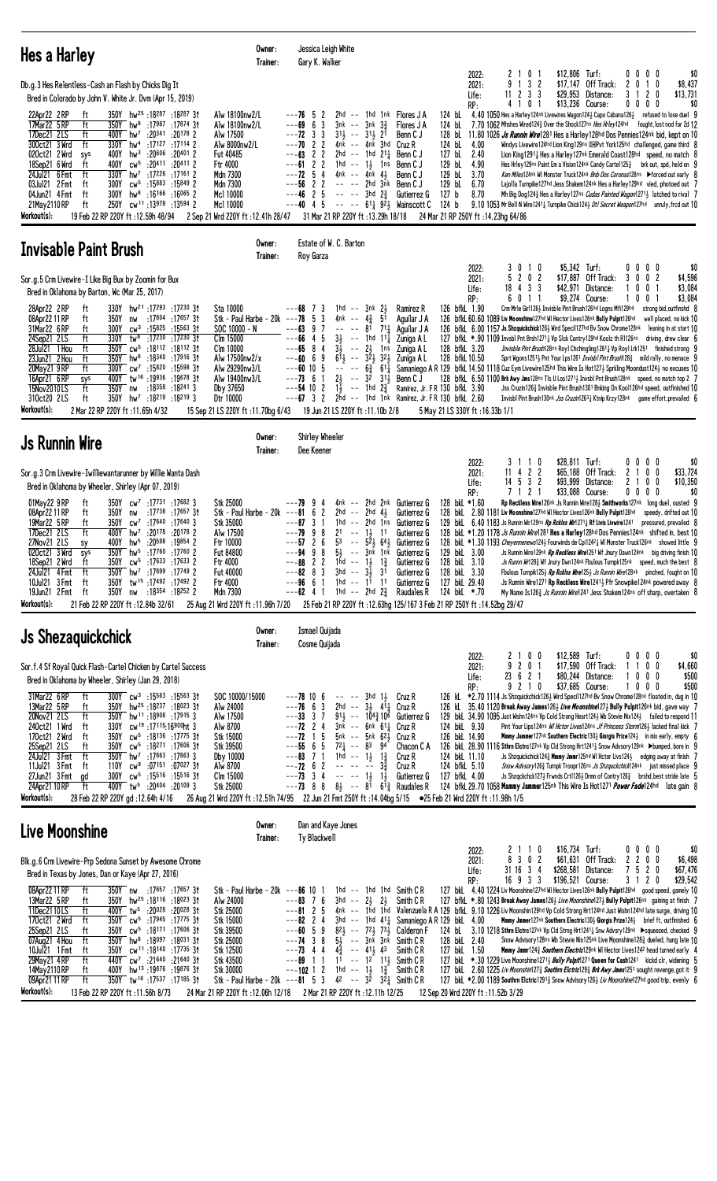## Hes a Harley

Owner: Jessica Leigh White
Trainer: Gary K. Walker

Db.g.3 Hes Relentless-Cash an Flash by Chicks Dig It
Bred in Colorado by John V. White Jr. Dvm (Apr 15, 2019)

| | | | | |
|---|---|---|---|---|
| 2022: | 2 1 0 1 | $12,806 | Turf: | 0 0 0 0 $0 |
| 2021: | 9 1 3 2 | $17,147 | Off Track: | 2 0 1 0 $8,437 |
| Life: | 11 2 3 3 | $29,953 | Distance: | 3 1 2 0 $13,731 |
| RP: | 4 1 0 1 | $13,236 | Course: | 0 0 0 0 $0 |

```
22Apr22 2RP   ft  350Y hw25 :18287 :18287 3↑ Alw 18100nw2/L   ---76 5 2  2hd -- 1hd 1nk Flores J A   124 bL  4.40 1050 Hes a Harley124nk Livewires Wagon124¾ Capo Cabana126½  refused to lose duel 9
17Mar22 5RP   ft  350Y hw8 :17987 :17874 3↑ Alw 18100nw2/L   ---69 6 3  3nk -- 3nk 3¾  Flores J A   124 bL  7.70 1062 Mfshes Wired124¾ Over the Shock127ns Hes Arley124hd  fought,lost nod for 2d 12
17Dec21 2LS   ft  400Y hw7 :20341 :20178 2  Alw 17500       ---72 3 3  3½ -- 3½ 2¹  Benn C J     128 bL 11.80 1026 Js Runnin Wire128¹ Hes a Harley128hd Dos Pennies124nk bid, kept on 10
30Oct21 3Wrd  ft  330Y hw4 :17127 :17114 2  Alw 8000nw2/L    ---70 2 2  4nk -- 4nk 3hd Cruz R       124 bL  4.00      Windys Livewire124hd Lion King129ns DHPvt York125hd  challenged, game third 8
02Oct21 2Wrd  sys 400Y hw3 :20606 :20401 2  Fut 40485       ---63 2 2  2hd -- 1hd 2¹¼ Benn C J     127 bL  2.40      Lion King129¹¼ Hes a Harley127nk Emerald Coast128hd  speed, no match 8
18Sep21 6Wrd  ft  400Y cw5 :20411 :20411 2  Ftr 4000        ---61 2 2  1hd -- 1½ 1ns Benn C J     129 bL  4.90      Hes Hrley129ns Paint Em a Vision124nk Candy Carte125½  brk out, spd, held on 9
24Jul21 6Fmt  ft  330Y hw7 :17226 :17161 2  Mdn 7300        ---72 5 4  4nk -- 4nk 4¾  Benn C J     129 bL  3.70      Ken Miles124nk Wl Monster Truck124nk Bob Dos Coronas128ns ▶forced out early 8
03Jul21 2Fmt  ft  300Y cw5 :15883 :15849 2  Mdn 7300        ---56 2 2  -- -- 2hd 3nk Benn C J     129 bL  6.70      Lajolla Turnpike127hd Jess Shakem124nk Hes a Harley129hd  vied, photoed out 7
04Jun21 4Fmt  ft  300Y hw8 :16166 :16065 2  Mcl 10000       ---46 2 5  -- -- 3hd 2¾  Gutierrez G  127 b   8.70      Mh Big Dog124¾ Hes a Harley127ns Cudas Painted Wagon127¹½ latched to rival 7
21May2110RP   ft  250Y cw11 :13978 :13594 2 Mcl 10000       ---40 4 5  -- -- 6¹¼ 9²½ Wainscott C  124 b   9.10 1053 Mr Bell N Wire124¹¼ Turnpike Chick124¾ Dtl Secret Weapon127hd  unrly,frcd out 10
```

Workout(s): 19 Feb 22 RP 220Y ft :12.59h 48/94 · 2 Sep 21 Wrd 220Y ft :12.41h 28/47 · 31 Mar 21 RP 220Y ft :13.29h 18/18 · 24 Mar 21 RP 250Y ft :14.23hg 64/86

## Invisable Paint Brush

Owner: Estate of W. C. Barton
Trainer: Roy Garza

Sor.g.5 Crm Livewire-I Like Big Bux by Zoomin for Bux
Bred in Oklahoma by Barton, Wc (Mar 25, 2017)

| | | | | |
|---|---|---|---|---|
| 2022: | 3 0 1 0 | $5,342 | Turf: | 0 0 0 0 $0 |
| 2021: | 5 2 0 2 | $17,887 | Off Track: | 3 0 0 2 $4,596 |
| Life: | 18 4 3 3 | $42,971 | Distance: | 1 0 0 1 $3,084 |
| RP: | 6 0 1 1 | $9,274 | Course: | 1 0 0 1 $3,084 |

```
28Apr22 2RP   ft  330Y hw21 :17293 :17230 3↑ Sta 10000           ---68 7 3  1hd -- 3nk 2½  Ramirez R    126 bfkL 1.90      Crm Mrle Girl126½ Invisible Pint Brush126hd Logns Mfll129hd  strong bid,outfinshd 8
08Apr22 11RP  ft  350Y nw  :17804 :17657 3↑ Stk - Paul Harbe - 20k ---78 5 3 4nk -- 4¾ 5¹ Aguilar J A 126 bfkL 60.60 1089 Liv Moonshine127hd Wl Hector Lives126nk Bully Pulpit126hd  well placed, no kick 10
31Mar22 6RP   ft  300Y cw3 :15825 :15563 3↑ SOC 10000 - N       ---63 9 7  -- -- 8¹ 7¹¾  Aguilar J A  126 bfkL 6.00 1157 Js Shzquickchick126½ Wird Specil127hd Bv Snow Chrome128nk  leaning in at start 10
24Sep21 2LS   ft  330Y tw8 :17230 :17230 3↑ Clm 15000           ---66 4 5  3½ -- 1hd 1¹¾ Zuniga A L   127 bfkL *.90 1109 Invsbl Pnt Brsh127¹¾ Vp Slck Contry129hd Koolz th Rl126ns  driving, drew clear 6
28Jul21 1Hou  ft  350Y cw5 :18112 :18112 3↑ Clm 10000           ---65 8 4  3½ -- 2½ 1ns  Zuniga A L   128 bfkL 3.20      Invisible Pint Brush128ns Royl Chchinglng128¹½ Vp Royl Lrk125¹  finished strong 9
23Jun21 2Hou  ft  350Y hw8 :18340 :17916 3↑ Alw 17500nw2/x     ---60 6 9  6¹½ -- 3²¾ 3²½ Zuniga A L   128 bfkL 10.50     Sprt Wgons125¹½ Prnt Your Lps126¹ Invisbl Pnt Brush128¾  mild rally, no menace 9
20May21 9RP   ft  300Y cw7 :15820 :15598 3↑ Alw 29290nw3/L     ---60 10 5 -- -- 6¾ 6¹¼  Samaniego A R 129 bfkL 14.50 1118 Cuz Eym Livewire125hd This Wire Is Hot127½ Sprkling Moondust124¾ no excuses 10
16Apr21 6RP   sys 400Y tw16 :19936 :19678 3↑ Alw 19400nw3/L    ---73 6 1  2½ -- 3² 3¹½  Benn C J     128 bfkL 6.50 1100 Brk Awy Jms128ns Tls U Los127¹½ Invsbl Pnt Brush128nk  speed, no match top 2 7
15Nov2010LS   ft  350Y nw  :18358 :18241 3  Dby 37650           ---54 10 2 1½ -- 1hd 2¾  Ramirez, Jr. F R 130 bfkL 3.90  Jss Cruzin126¾ Invisble Pint Brush130¹ Bnkng On Kool126hd speed, outfinished 10
31Oct20 2LS   ft  350Y hw7 :18219 :18219 3  Dtr 10000           ---67 3 2  2hd -- 1hd 1nk  Ramirez, Jr. F R 130 bfkL 2.60  Invisbl Pint Brush130nk Jss Cruzin126¾ Ktnip Krzy128nk  game effort,prevailed 6
```

Workout(s): 2 Mar 22 RP 220Y ft :11.65h 4/32 · 15 Sep 21 LS 220Y ft :11.70bg 6/43 · 19 Jun 21 LS 220Y ft :11.10b 2/8 · 5 May 21 LS 330Y ft :16.33b 1/1

## Js Runnin Wire

Owner: Shirley Wheeler
Trainer: Dee Keener

Sor.g.3 Crm Livewire-Iwilliewantarunner by Willie Wanta Dash
Bred in Oklahoma by Wheeler, Shirley (Apr 07, 2019)

| | | | | |
|---|---|---|---|---|
| 2022: | 3 1 1 0 | $28,811 | Turf: | 0 0 0 0 $0 |
| 2021: | 11 4 2 2 | $65,188 | Off Track: | 2 1 0 0 $33,724 |
| Life: | 14 5 3 2 | $93,999 | Distance: | 2 1 0 0 $10,350 |
| RP: | 7 1 2 1 | $33,088 | Course: | 0 0 0 0 $0 |

```
01May22 9RP   ft  350Y cw7 :17731 :17682 3  Stk 25000           ---79 9 4  4nk -- 2hd 2nk Gutierrez G  128 bkL *1.60      Rp Reckless Wire126nk Js Runnin Wire128¾ Smithworks127nk  long duel, ousted 9
08Apr22 11RP  ft  350Y nw  :17738 :17657 3↑ Stk - Paul Harbe - 20k ---81 6 2 2hd -- 2hd 4½ Gutierrez G 128 bkL 2.80 1181 Liv Moonshine127hd Wl Hector Lives126nk Bully Pulpit126hd  speedy, drifted out 10
19Mar22 5RP   ft  350Y cw7 :17640 :17640 3  Stk 35000           ---87 3 1  1hd -- 2hd 1ns Gutierrez G  129 bkL 6.40 1183 Js Runnin Wire129ns Rp Rcklss Wire127¹¼ Rf Livis Livwire124¹  pressured, prevailed 8
17Dec21 2LS   ft  400Y hw7 :20178 :20178 2  Alw 17500           ---79 9 8  2¹ -- 1½ 1¹  Gutierrez G  128 bkL *1.20 1178 Js Runnin Wire128¹ Hes a Harley128hd Dos Pennies124nk shifted in, best 10
27Nov21 2LS   sy  400Y hw5 :20598 :19854 2  Ftr 10000           ---57 2 6  5³ -- 5²½ 6⁴½ Gutierrez G  128 bkL *1.30 1193 Cheyennenews124¾ Fourwinds de Cpi124²½ Wl Monster Truck126nk  showed little 9
02Oct21 3Wrd  sys 350Y hw5 :17760 :17760 2  Fut 84800           ---94 9 8  5½ -- 3nk 1nk Gutierrez G  129 bkL 3.00      Js Runnin Wire129nk Rp Reckless Wire125¹ Wf Jnury Dawn124nk  big driving finish 10
18Sep21 2Wrd  ft  350Y cw5 :17633 :17633 2  Ftr 4000            ---88 2 2  1hd -- 1½ 1¾  Gutierrez G  128 bkL 3.10      Js Runnin Wire128¾ Wf Jnury Dwn124nk Fbulous Turnpk125nk  speed, much the best 8
24Jul21 4Fmt  ft  350Y hw7 :17899 :17749 2  Ftr 40000           ---82 8 3  3hd -- 3½ 3¹  Gutierrez G  128 bkL 3.30      Fbulous Turnpike125½ Rp Rcklss Wire125½ Js Runnin Wire128nk  pinched, fought on 10
10Jul21 3Fmt  ft  350Y tw15 :17492 :17492 2 Ftr 4000            ---96 6 1  1hd -- 1¹ 1¹  Gutierrez G  127 bkL 29.40     Js Runnin Wire127¹ Rp Reckless Wire124¹½ Pfr Snowpike124nk powered away 8
19Jun21 2Fmt  ft  350Y nw  :18354 :18252 2  Mdn 7300            ---62 4 1  1hd -- 2hd 2¾  Raudales R   124 bkL *.70      My Name Is126¾ Js Runnin Wire124¹ Jess Shakem124ns off sharp, overtaken 8
```

Workout(s): 21 Feb 22 RP 220Y ft :12.84b 32/61 · 25 Aug 21 Wrd 220Y ft :11.96h 7/20 · 25 Feb 21 RP 220Y ft :12.63hg 125/167 3 Feb 21 RP 250Y ft :14.52bg 29/47

## Js Shezaquickchick

Owner: Ismael Quijada
Trainer: Cosme Quijada

Sor.f.4 Sf Royal Quick Flash-Cartel Chicken by Cartel Success
Bred in Oklahoma by Wheeler, Shirley (Jan 29, 2018)

| | | | | |
|---|---|---|---|---|
| 2022: | 2 1 0 0 | $12,589 | Turf: | 0 0 0 0 $0 |
| 2021: | 9 2 0 1 | $17,590 | Off Track: | 1 1 0 0 $4,660 |
| Life: | 23 6 2 1 | $80,244 | Distance: | 1 0 0 0 $500 |
| RP: | 9 2 1 0 | $37,685 | Course: | 1 0 0 0 $500 |

```
31Mar22 6RP   ft  300Y cw3 :15563 :15563 3↑ SOC 10000/15000     ---78 10 6 -- -- 3hd 1½  Cruz R       126 kL *2.70 1114 Js Shzquickchick126½ Wird Specil127hd Bv Snow Chrome128nk floated in, dug in 10
13Mar22 5RP   ft  350Y hw25 :18237 :18023 3↑ Alw 24000          ---76 6 3  2hd -- 3½ 4¹½ Cruz R       126 kL 35.40 1120 Break Away James126½ Live Moonshine127¾ Bully Pulpit126nk bid, gave way 7
20Nov21 2LS   ft  350Y hw11 :18908 :17915 3 Alw 17500           ---33 3 7  9¹½ -- 10⁴¾ 10⁶ Gutierrez G 129 bkL 34.90 1095 Just Wshn124ns Vp Cold Strong Heart124¾ Mr Stevie Nix124½  failed to respond 11
24Oct21 1Wrd  ft  330Y cw19 :17115 :16900ht 3 Alw 8700          ---72 2 4  3nk -- 6nk 6¹¼ Cruz R       124 bkL 9.30      Pint Your Lips124ns Wl Hctor Lives124ns Jf Princess Storm126½ lacked final kick 7
17Oct21 2Wrd  ft  350Y cw5 :18136 :17775 3↑ Stk 15000           ---72 1 5  5nk -- 5nk 6²½ Cruz R       126 bkL 14.90     Mmmy Jammer127nk Southern Electric130¾ Giorgis Prize124¾  in mix early, empty 6
25Sep21 2LS   ft  350Y cw5 :18271 :17606 3↑ Stk 39500           ---55 6 5  7²¾ -- 8³ 9⁴  Chacon C A   126 bkL 28.90 1116 Sthrn Elctrc127nk Vp Cld Strng Hrt124¹¼ Snow Advsry129nk ▶bumped, bore in 9
24Jul21 3Fmt  ft  350Y hw7 :17863 :17863 3  Dby 10000           ---83 7 1  1hd -- 1½ 1¾  Cruz R       124 bkL 11.10     Js Shzquickchick124¾ Mmmy Jmmr125hd Wl Hctor Livs124½  edging away at finish 7
11Jul21 3Fmt  ft  110Y cw9 :07151 :07027 3↑ Alw 8700            ---72 6 2  -- -- -- 3¾  Cruz R       124 bfkL 5.10     Snow Advsory126¾ Turnpk Troopr126ns Js Shzquickchick124½  just missed place 9
27Jun21 3Fmt  gd  300Y cw5 :15516 :15516 3↑ Clm 15000           ---73 3 4  -- -- 1½ 1½  Gutierrez G  127 bfkL 4.00      Js Shzqckchck127½ Frwnds Crt126½ Drmn of Contry126¾  brshd,best stride late 5
24Apr21 10RP  ft  400Y tw5 :20404 :20109 3  Stk 25000           ---73 8 8  8½ -- 8¹ 6¹¾  Raudales R   124 bfkL 29.70 1058 Mammy Jammer125nk This Wire Is Hot127¹ Power Fade124hd  late gain 8
```

Workout(s): 28 Feb 22 RP 220Y gd :12.64h 4/16 · 26 Aug 21 Wrd 220Y ft :12.51h 74/95 · 22 Jun 21 Fmt 250Y ft :14.04bg 5/15 · ●25 Feb 21 Wrd 220Y ft :11.98h 1/5

## Live Moonshine

Owner: Dan and Kaye Jones
Trainer: Ty Blackwell

Blk.g.6 Crm Livewire-Prp Sedona Sunset by Awesome Chrome
Bred in Texas by Jones, Dan or Kaye (Apr 27, 2016)

| | | | | |
|---|---|---|---|---|
| 2022: | 2 1 1 0 | $16,734 | Turf: | 0 0 0 0 $0 |
| 2021: | 8 3 0 2 | $61,631 | Off Track: | 2 2 0 0 $6,498 |
| Life: | 31 16 3 4 | $268,581 | Distance: | 7 5 2 0 $67,476 |
| RP: | 16 9 3 3 | $196,521 | Course: | 3 1 2 0 $29,542 |

```
08Apr22 11RP  ft  350Y nw  :17657 :17657 3↑ Stk - Paul Harbe - 20k ---86 10 1 1hd -- 1hd 1hd Smith C R 127 bkL 4.40 1224 Liv Moonshine127hd Wl Hector Lives126nk Bully Pulpit126hd  good speed, gamely 10
13Mar22 5RP   ft  350Y hw25 :18116 :18023 3↑ Alw 24000          ---83 7 6  3hd -- 2½ 2½  Smith C R    127 bfkL *.80 1243 Break Away James126½ Live Moonshine127¾ Bully Pulpit126nk  gaining at finish 7
11Dec21 10LS  ft  400Y tw5 :20028 :20028 3↑ Stk 25000           ---81 2 5  4nk -- 1hd 1hd Valenzuela R A 129 bfkL 9.10 1226 Liv Moonshin129hd Vp Cold Strong Hrt124hd Just Wshn124hd late surge, driving 10
17Oct21 2Wrd  ft  350Y cw5 :17945 :17775 3↑ Stk 15000           ---82 2 4  3hd -- 1hd 4¹¼ Samaniego A R 129 bfkL 4.00  Mmmy Jmmer127nk Southern Electric130¾ Giorgis Prize124¾  brief ft, outfinished 6
25Sep21 2LS   ft  350Y cw5 :18171 :17606 3↑ Stk 39500           ---60 5 9  8²½ -- 7²¾ 7³½ Calderon F   124 bL 3.10 1218 Sthrn Elctrc127nk Vp Cld Strng Hrt124¹¼ Snw Advsry129nk ▶squeezed, checked 9
07Aug21 4Hou  ft  350Y hw8 :18097 :18031 3↑ Stk 25000           ---74 3 8  5½ -- 3nk 3nk Smith C R    128 bkL 2.40      Snow Advisory128ns Wb Stevie Nix125nk Live Moonshine128¾  dueled, hung late 10
10Jul21 1Fmt  ft  350Y cw11 :18140 :17735 3↑ Stk 12500          ---73 4 4  4¾ -- 4¹½ 4³  Smith C R    127 bkL 1.50      Mmmy Jmmr124¾ Southern Electric130¹½ Hes Lector126² head turned early 4
29May21 4RP   ft  440Y cw7 :21640 :21640 3↑ Stk 43500           ---89 1 1  1¹ -- 1² 1¹½  Smith C R    127 bkL *.30 1229 Live Moonshine127¹½ Bully Pulpit127¹ Queen for Cash124¹  kickd clr, widening 5
14May21 10RP  ft  400Y hw13 :19876 :19876 3↑ Stk 30000          ---102 1 2 1hd -- 1½ 1¾  Smith C R    127 bkL 2.60 1225 Liv Moonshin127¾ Southrn Elctric129¾ Brk Awy Jmes125¹  sought revenge,got it 9
09Apr21 11RP  ft  350Y tw18 :17537 :17185 3↑ Stk - Paul Harbe - 20k ---81 5 3 4² -- 3² 3²¼ Smith C R 127 bkL *2.00 1189 Southrn Elctric129¹¾ Snow Advisory126¾ Liv Moonshine127hd good trip, evenly 6
```

Workout(s): 13 Feb 22 RP 220Y ft :11.56h 8/73 · 24 Mar 21 RP 220Y ft :12.06h 12/18 · 2 Mar 21 RP 220Y ft :12.11h 12/25 · 12 Sep 20 Wrd 220Y ft :11.52b 3/29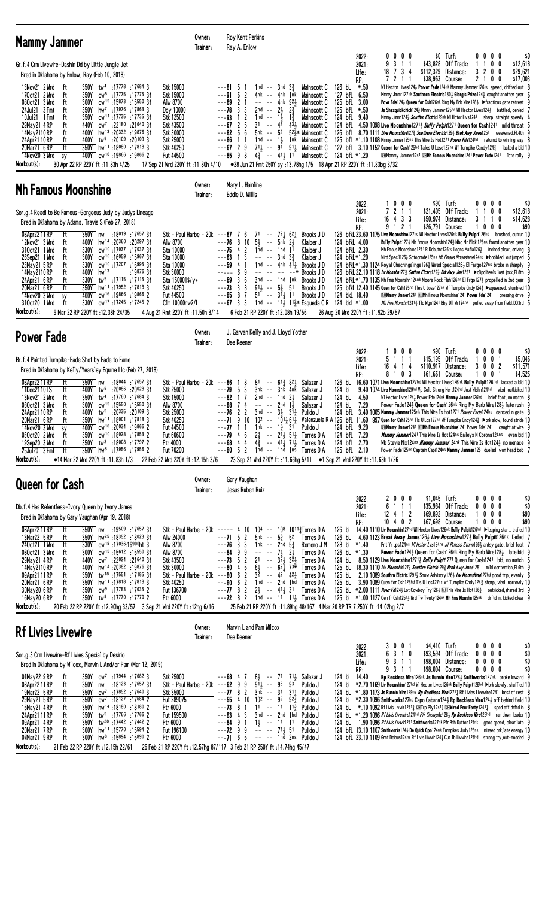## Mammy Jammer

Owner: Roy Kent Perkins
Trainer: Ray A. Enlow

Gr.f.4 Crm Livewire-Dashin Dd by Little Jungle Jet
Bred in Oklahoma by Enlow, Ray (Feb 10, 2018)

| | | | | | | | |
|---|---|---|---|---|---|---|---|
| 2022: | 0 0 0 0 | $0 | Turf: | 0 0 0 0 | $0 |
| 2021: | 9 3 1 1 | $43,828 | Off Track: | 1 1 0 0 | $12,618 |
| Life: | 18 7 3 4 | $112,329 | Distance: | 3 2 0 0 | $29,621 |
| RP: | 7 2 1 1 | $38,963 | Course: | 2 1 0 0 | $17,003 |

| Date | Track | Dist | Fractions | Race | SF | PP | Running Line | Jockey | Wt | Odds | Comments |
|---|---|---|---|---|---|---|---|---|---|---|---|
| 13Nov21 2 Wrd | ft | 350Y tw[4] | :17776 :17684 3 | Stk 15000 | ---81 | 5 1 | 1hd -- 3hd 3¾ | Wainscott C | 126 bL | *.50 | Wl Hector Lives124¾ Power Fade124nk Mammy Jammer126hd speed, drifted out 8 |
| 17Oct21 2 Wrd | ft | 350Y cw[5] | :17775 :17775 3† | Stk 15000 | ---91 | 6 2 | 4nk -- 4nk 1nk | Wainscott C | 127 bfL | 6.50 | Mmmy Jmmr127nk Southern Electric130½ Giorgis Prize124½ caught another gear 6 |
| 08Oct21 3 Wrd | ft | 300Y cw[15] | :15873 :15550 3† | Alw 8700 | ---69 | 2 1 | -- -- 4nk 92½ | Wainscott C | 125 bfL | 3.00 | Powr Fde124½ Queen for Csh126nk Ring My Brb Wire128½ ▶fractious gate retreat 9 |
| 24Jul21 3 Fmt | ft | 350Y hw[7] | :17976 :17863 3 | Dby 10000 | ---78 | 3 3 | 2hd -- 2½ 2¾ | Wainscott C | 125 bfL | *.50 | Js Shezquickchick124¾ Mmmy Jammer125hd Wl Hector Lives124½ battled, denied 7 |
| 10Jul21 1 Fmt | ft | 350Y cw[11] | :17735 :17735 3† | Stk 12500 | ---93 | 1 2 | 1hd -- 1½ 1¾ | Wainscott C | 124 bfL | 9.40 | Mmmy Jmmr124¾ Southrn Elctric129nk Wl Hector Livs124¾ sharp, straight, speedy 4 |
| 29May21 4 RP | ft | 440Y cw[7] | :22180 :21640 3† | Stk 43500 | ---67 | 2 5 | 31 -- 43 43½ | Wainscott C | 124 bfL | 4.50 | 1098 Live Moonshine127½ Bully Pulpit127¾ Queen for Cash124¼ mild threat 5 |
| 14May21 10 RP | ft | 400Y hw[13] | :20332 :19876 3† | Stk 30000 | ---82 | 5 6 | 5nk -- 52 52¾* | Wainscott C | 126 bfL | 8.70 | 1111 Live Moonshine127½ Southern Electric129½ Brek Awy Jmes125¹ weakened,PL4th 9 |
| 24Apr21 10 RP | ft | 400Y tw[5] | :20109 :20109 3 | Stk 25000 | ---86 | 1 1 | 1hd -- 1½ 1nk | Wainscott C | 125 bfL | *1.10 | 1108 Mmmy Jmmer125nk This Wire Is Hot1271 Power Fde124hd returned to winning way 8 |
| 20Mar21 6 RP | ft | 350Y hw[11] | :18080 :17818 3 | Stk 40250 | ---67 | 2 9 | 71½ -- 91 91½ | Wainscott C | 127 bfL | 3.10 | 1152 Queen for Cash125hd Tales U Lose127ns Wf Turnpike Candy124¾ lacked a bid 10 |
| 14Nov20 3 Wrd | sy | 400Y cw[16] | :19866 :19866 2 | Fut 44500 | ---85 | 9 8 | 4¾ -- 41½ 11 | Wainscott C | 124 bfL | *1.20 | DHMammy Jammer1241 DHMh Famous Moonshine1241 Power Fade1241 late rally 9 |

Workout(s): 30 Apr 22 RP 220Y ft :11.83h 4/25 | 17 Sep 21 Wrd 220Y ft :11.80h 4/10 | ●28 Jun 21 Fmt 250Y sy :13.78hg 1/5 | 18 Apr 21 RP 220Y ft :11.83bg 3/32

## Mh Famous Moonshine

Owner: Mary L. Hainline
Trainer: Eddie D. Willis

Sor.g.4 Readi to Be Famous-Gorgeous Judy by Judys Lineage
Bred in Oklahoma by Adams, Travis S (Feb 27, 2018)

| | | | | | | | |
|---|---|---|---|---|---|---|---|
| 2022: | 1 0 0 0 | $90 | Turf: | 0 0 0 0 | $0 |
| 2021: | 7 2 1 1 | $21,405 | Off Track: | 1 1 0 0 | $12,618 |
| Life: | 16 4 3 3 | $50,974 | Distance: | 3 1 1 0 | $14,628 |
| RP: | 9 1 2 1 | $26,791 | Course: | 1 0 0 0 | $90 |

| Date | Track | Dist | Fractions | Race | SF | PP | Running Line | Jockey | Wt | Odds | Comments |
|---|---|---|---|---|---|---|---|---|---|---|---|
| 08Apr22 11 RP | ft | 350Y nw | :18019 :17657 3† | Stk - Paul Harbe - 20k | ---67 | 7 6 | 71 -- 72¾ 62¼ | Brooks J D | 126 bfkL | 23.60 | 1175 Live Moonshine127hd Wl Hector Lives126nk Bully Pulpit126hd brushed, outrun 10 |
| 12Nov21 3 Wrd | ft | 400Y hw[14] | :20360 :20297 3† | Alw 8700 | ---76 | 8 10 | 5½ -- 5nk 2½ | Klaiber J | 124 bfkL | 4.00 | Bully Pulpit127½ Mh Fmous Moonshin124¾ Nbc Mr Blckit126nk found another gear 10 |
| 31Oct21 1 Wrd | ft | 330Y cw[10] | :17037 :17037 3† | Sta 10000 | ---75 | 4 2 | 1hd -- 1hd 11 | Klaiber J | 124 bfkL | 2.30 | Mh Fmous Moonshine1241 R Debutnt126hd Logns Mafia126¾ inched clear, driving 8 |
| 26Sep21 1 Wrd | ft | 300Y cw[10] | :16059 :15967 3† | Sta 10000 | ---63 | 1 3 | -- -- 3hd 3¾ | Klaiber J | 124 bfkL | *1.20 | Wird Speci1126½ Sotogrnde125nk Mh Fmous Moonshine124hd ▶bobbled, outjumped 5 |
| 23May21 5 RP | ft | 330Y cw[10] | :17207 :16995 3† | Sta 10000 | ---59 | 4 1 | 1hd -- 4nk 41¾ | Brooks J D | 124 bfkL | *1.30 | 1124 Royal Chachingalinga126½ Wired Special126½ El Fargo127ns broke in sharply 9 |
| 14May21 10 RP | ft | 400Y hw[13] | :19876 3† | Stk 30000 | ---- | 6 9 | -- -- -- --* | Brooks J D | 126 bfkL | 22.10 | 1118 Lv Monshn127½ Sothrn Elctrc129½ Brk Awy Jms125¹ ▶clipd heels,lost jock,PL8th 9 |
| 24Apr21 6 RP | ft | 330Y tw[5] | :17115 :17115 3† | Sta 15000ll$/y+ | ---69 | 3 6 | 3hd -- 1hd 1nk | Brooks J D | 124 bfkL | *1.70 | 1170 Mh Fms Moonshn124nk Moons Rock Flsh126ns El Frgo127½ propelled in 2nd gear 8 |
| 20Mar21 6 RP | ft | 350Y hw[11] | :17952 :17818 3 | Stk 40250 | ---73 | 3 8 | 91½ -- 5¾ 51 | Brooks J D | 125 bfkL | 12.40 | 1145 Quen for Csh125hd Tles U Lose127ns Wf Turnpike Cndy124¾ ▶squeezed, stumbled 10 |
| 14Nov20 3 Wrd | sy | 400Y cw[16] | :19866 :19866 2 | Fut 44500 | ---85 | 8 7 | 51 -- 31½ 11 | Brooks J D | 124 bkL | 18.40 | DHMmmy Jmmer1241 DHMh Fmous Moonshine1241 Power Fde1241 pressing drive 9 |
| 31Oct20 1 Wrd | ft | 330Y cw[17] | :17245 :17245 2 | Clm 10000nw2/L | ---67 | 3 3 | 1hd -- 11½ 11¾* Esqueda C R | | 124 bkL | *1.00 | Mh Fms Monshn1241½ Tlc Wgn1241 Bby Dll Wr124ns pulled away from field,DQ3rd 5 |

Workout(s): 9 Mar 22 RP 220Y ft :12.38h 24/35 | 4 Aug 21 Rmt 220Y ft :11.50h 3/14 | 6 Feb 21 RP 220Y ft :12.08h 19/56 | 26 Aug 20 Wrd 220Y ft :11.92b 29/57

## Power Fade

Owner: J. Garvan Kelly and J. Lloyd Yother
Trainer: Dee Keener

Br.f.4 Painted Turnpike-Fade Shot by Fade to Fame
Bred in Oklahoma by Kelly/Yearsley Equine Llc (Feb 27, 2018)

| | | | | | | | |
|---|---|---|---|---|---|---|---|
| 2022: | 1 0 0 0 | $90 | Turf: | 0 0 0 0 | $0 |
| 2021: | 5 1 1 1 | $15,195 | Off Track: | 1 0 0 1 | $5,046 |
| Life: | 16 4 1 4 | $110,917 | Distance: | 3 0 0 2 | $11,571 |
| RP: | 8 1 0 3 | $61,661 | Course: | 1 0 0 1 | $4,525 |

| Date | Track | Dist | Fractions | Race | SF | PP | Running Line | Jockey | Wt | Odds | Comments |
|---|---|---|---|---|---|---|---|---|---|---|---|
| 08Apr22 11 RP | ft | 350Y nw | :18044 :17657 3† | Stk - Paul Harbe - 20k | ---66 | 1 8 | 81 -- 61¾ 82½ | Salazar J | 126 bL | 16.60 | 1071 Live Moonshine127hd Wl Hector Lives126nk Bully Pulpit126hd lacked a bid 10 |
| 11Dec21 10 LS | ft | 400Y tw[5] | :20086 :20028 3† | Stk 25000 | ---79 | 5 3 | 3nk -- 3nk 4nk | Salazar J | 124 bL | 9.40 | 1074 Live Moonshine129hd Vp Cold Strong Hert124hd Just Wishn124hd vied, outkicked 10 |
| 13Nov21 2 Wrd | ft | 350Y tw[4] | :17760 :17684 3 | Stk 15000 | ---82 | 1 7 | 2hd -- 1hd 2½ | Salazar J | 124 bL | 4.50 | Wl Hector Lives124½ Power Fde124nk Mammy Jammer126hd brief foot, no match 8 |
| 08Oct21 3 Wrd | ft | 300Y cw[15] | :15550 :15550 3† | Alw 8700 | ---88 | 7 4 | -- -- 2hd 1½ | Salazar J | 124 bL | 7.20 | Power Fade124½ Queen for Cash126nk Ring My Barb Wire128½ late rush 9 |
| 24Apr21 10 RP | ft | 400Y tw[5] | :20335 :20109 3 | Stk 25000 | ---76 | 2 2 | 3hd -- 3½ 31¼ | Pulido J | 124 bfL | 3.40 | 1005 Mammy Jammer125nk This Wire Is Hot1271 Power Fade124hd danced in gate 8 |
| 20Mar21 6 RP | ft | 350Y hw[11] | :18001 :17818 3 | Stk 40250 | ---71 | 9 10 | 102 -- 101¾ 61¼ | Valenzuela R A | 126 bfL | 11.60 | 997 Quen for Csh125hd Tls U Los127ns Wf Turnpike Cndy124¾ ▶brk slow, found stride 10 |
| 14Nov20 3 Wrd | sy | 400Y cw[16] | :20034 :19866 2 | Fut 44500 | ---77 | 1 1 | 1nk -- 1¾ 31 | Pulido J | 124 bfL | 9.20 | DHMmmy Jmmer1241 DHMh Fmous Moonshine1241 Power Fde1241 caught at wire 9 |
| 03Oct20 2 Wrd | ft | 350Y cw[10] | :18028 :17853 2 | Fut 60600 | ---79 | 4 6 | 2¾ -- 21¾ 51¼ | Torres D A | 124 bfL | 7.20 | Mammy Jammer1241 This Wire Is Hot124ns Baileys N Corona124ns even bid 10 |
| 19Sep20 3 Wrd | ft | 350Y tw[2] | :18008 :17797 2 | Ftr 4000 | ---68 | 4 4 | 4¾ -- 41¾ 71½ | Torres D A | 124 bfL | 2.70 | Wb Stevie Nix124ns Mammy Jammer124nk This Wire Is Hot124¾ no menace 9 |
| 25Jul20 3 Fmt | ft | 350Y hw[8] | :17956 :17956 2 | Fut 70200 | ---80 | 5 2 | 1hd -- 1hd 1ns | Torres D A | 125 bfL | 2.10 | Power Fade125ns Captain Capi124ns Mammy Jammer1261 dueled, won head bob 7 |

Workout(s): ●14 Mar 22 Wrd 220Y ft :11.83h 1/3 | 22 Feb 22 Wrd 220Y ft :12.15h 3/6 | 23 Sep 21 Wrd 220Y ft :11.66hg 5/11 | ●1 Sep 21 Wrd 220Y ft :11.63h 1/26

## Queen for Cash

Owner: Gary Vaughan
Trainer: Jesus Ruben Ruiz

Db.f.4 Hes Relentless-Ivory Queen by Ivory James
Bred in Oklahoma by Gary Vaughan (Apr 19, 2018)

| | | | | | | | |
|---|---|---|---|---|---|---|---|
| 2022: | 2 0 0 0 | $1,045 | Turf: | 0 0 0 0 | $0 |
| 2021: | 6 1 1 1 | $35,984 | Off Track: | 0 0 0 0 | $0 |
| Life: | 12 4 1 2 | $69,892 | Distance: | 1 0 0 0 | $90 |
| RP: | 10 4 0 2 | $67,698 | Course: | 1 0 0 0 | $90 |

| Date | Track | Dist | Fractions | Race | SF | PP | Running Line | Jockey | Wt | Odds | Comments |
|---|---|---|---|---|---|---|---|---|---|---|---|
| 08Apr22 11 RP | ft | 350Y nw | :19509 :17657 3† | Stk - Paul Harbe - 20k | ----- | 4 10 | 104 -- 108 1011¾ | Torres D A | 126 bL | 14.40 | 1110 Lv Moonshin127hd Wl Hector Lives126nk Bully Pulpit126hd ▶leaping start, trailed 10 |
| 13Mar22 5 RP | ft | 350Y hw[25] | :18352 :18023 3† | Alw 24000 | ---71 | 5 2 | 5nk -- 5¾ 52 | Torres D A | 126 bL | 4.60 | 1123 Break Away James126¾ Live Moonshine127½ Bully Pulpit126nk faded 7 |
| 24Oct21 1 Wrd | ft | 330Y cw[19] | :17036 :16900nt 3 | Alw 8700 | ---76 | 3 3 | 1nk -- 2hd 5¾ | Romero J M | 128 bL | *1.40 | Pnt Yr Lps124ns Wl Hctor Lvs124ns Jf Prncss Storm126½ antsy gate, brief foot 7 |
| 08Oct21 3 Wrd | ft | 300Y cw[15] | :15612 :15550 3† | Alw 8700 | ---84 | 9 9 | -- -- 7½ 2½ | Torres D A | 126 bL | *1.30 | Power Fade124½ Queen for Cash126nk Ring My Barb Wire128½ late bid 9 |
| 29May21 4 RP | ft | 440Y cw[7] | :22024 :21640 3† | Stk 43500 | ---73 | 5 2 | 21 -- 32½ 32½ | Torres D A | 124 bL | 8.50 | 1129 Live Moonshine127½ Bully Pulpit1271 Queen for Cash1241 bid, no match 5 |
| 14May21 10 RP | ft | 400Y hw[13] | :20382 :19876 3† | Stk 30000 | ---80 | 4 5 | 6½ -- 62½ 73* | Torres D A | 125 bL | 18.30 | 1110 Liv Moonshin127½ Southrn Elctric129½ Brek Awy Jmes125¹ mild contention,PL6th 9 |
| 09Apr21 11 RP | ft | 350Y tw[18] | :17551 :17185 3† | Stk - Paul Harbe - 20k | ---80 | 6 2 | 32 -- 42 42¼ | Torres D A | 125 bL | 2.10 | 1089 Southern Elctric129½ Snow Advisory126½ Liv Moonshine127hd good trip, evenly 6 |
| 20Mar21 6 RP | ft | 350Y hw[11] | :17818 :17818 3 | Stk 40250 | ---80 | 6 2 | 1hd -- 2hd 1hd | Torres D A | 125 bL | 3.90 | 1089 Quen for Csh125hd Tls U Los127ns Wf Turnpike Cndy124¾ sharp, vied, narrowly 10 |
| 30May20 6 RP | ft | 350Y cw[9] | :17783 :17635 2 | Fut 136700 | ---77 | 8 2 | 2½ -- 41¾ 31 | Torres D A | 125 bL | *2.00 | 1111 Powr Fd124½ Lot Cowboy Try126½ DHThis Wire Is Hot126½ outkicked,shared 3rd 9 |
| 16May20 6 RP | ft | 350Y tw[9] | :17770 :17770 2 | Ftr 6000 | ---72 | 8 2 | 1hd -- 11 11½ | Torres D A | 125 bL | *1.00 | 1127 Qen fr Csh125½ Wrd Tw Twnty124ns Mh Fms Monshn125nk drftd In, kicked clear 9 |

Workout(s): 20 Feb 22 RP 220Y ft :12.90hg 33/57 | 3 Sep 21 Wrd 220Y ft :12hg 6/16 | 25 Feb 21 RP 220Y ft :11.89hg 48/167 | 4 Mar 20 RP Tr 7 250Y ft :14.02hg 2/7

## Rf Livies Livewire

Owner: Marvin L and Pam Wilcox
Trainer: Dee Keener

Sor.g.3 Crm Livewire-Rf Livies Special by Desirio
Bred in Oklahoma by Wilcox, Marvin L And/or Pam (Mar 12, 2019)

| | | | | | | | |
|---|---|---|---|---|---|---|---|
| 2022: | 3 0 0 1 | $4,410 | Turf: | 0 0 0 0 | $0 |
| 2021: | 6 3 1 0 | $93,594 | Off Track: | 0 0 0 0 | $0 |
| Life: | 9 3 1 1 | $98,004 | Distance: | 0 0 0 0 | $0 |
| RP: | 9 3 1 1 | $98,004 | Course: | 0 0 0 0 | $0 |

| Date | Track | Dist | Fractions | Race | SF | PP | Running Line | Jockey | Wt | Odds | Comments |
|---|---|---|---|---|---|---|---|---|---|---|---|
| 01May22 9 RP | ft | 350Y cw[7] | :17944 :17682 3 | Stk 25000 | ---68 | 4 7 | 8½ -- 71 71½ | Salazar J | 124 bL | 14.40 | Rp Reckless Wire126nk Js Runnin Wire128½ Smithworks127nk broke inward 9 |
| 08Apr22 11 RP | ft | 350Y nw | :18123 :17657 3† | Stk - Paul Harbe - 20k | ---62 | 9 9 | 91½ -- 93 93 | Pulido J | 124 bL | *2.70 | 1169 Liv Moonshine127hd Wl Hector Lives126nk Bully Pulpit126hd ▶brk slowly, shuffled 10 |
| 19Mar22 5 RP | ft | 350Y cw[7] | :17852 :17640 3 | Stk 35000 | ---77 | 8 2 | 3nk -- 31 31¼ | Pulido J | 124 bL | *1.80 | 1173 Js Runnin Wire128½ Smithworks127nk Rf Livies Livewire1241 best of rest 8 |
| 29May21 5 RP | ft | 350Y cw[7] | :18127 :17684 2 | Fut 289075 | ---55 | 4 10 | 102 -- 92 92¾ | Pulido J | 124 bL | *2.30 | 1096 Smithworks127hd Capo Cabana124½ Rp Reckless Wire124½ off behind field 10 |
| 15May21 4 RP | ft | 350Y hw[14] | :18180 :18180 2 | Ftr 6000 | ---73 | 8 1 | 11 -- 11 11¾ | Pulido J | 124 bL | *.10 | 1092 Rf Livis Livwir124¾ DHTrp Ply1241½ DHWired Four Forty1241½ sped off,drftd in 8 |
| 24Apr21 11 RP | ft | 350Y tw[5] | :17766 :17766 2 | Fut 159500 | ---83 | 4 3 | 3hd -- 2hd 1hd | Pulido J | 124 bL | *1.20 | 1096 Rf Livis Livwire124hd Pfr Snowpile128½ Rp Reckless Wire125hd ran down leader 10 |
| 09Apr21 4 RP | ft | 350Y tw[28] | :17442 :17442 2 | Ftr 6000 | ---84 | 9 1 | 1½ -- 11 11 | Pulido J | 124 bL | 1.90 | 1096 Rf Livis Livwir1241 Smithworks127nk Pfr Brtb Dutton124nk good speed, clear late 9 |
| 20Mar21 7 RP | ft | 300Y hw[11] | :15770 :15594 2 | Fut 196100 | ---72 | 9 9 | -- -- 71½ 51 | Pulido J | 124 bL | 13.10 | 1107 Smithworks124½ De Quick Cpo124nk Turnpikes Judy125nk missed brk,late energy 10 |
| 07Mar21 9 RP | ft | 300Y hw[8] | :15894 :15890 2 | Ftr 6000 | ---71 | 6 5 | -- -- 1hd 2ns | Pulido J | 124 bfL | 23.10 | 1109 Grnt Dcious124ns Rf Livis Livwir124¾ Cuz Ib Livwire124hd strong try,out-nodded 9 |

Workout(s): 21 Feb 22 RP 220Y ft :12.15h 22/61 | 26 Feb 21 RP 220Y ft :12.57hg 87/117 | 3 Feb 21 RP 250Y ft :14.74hg 45/47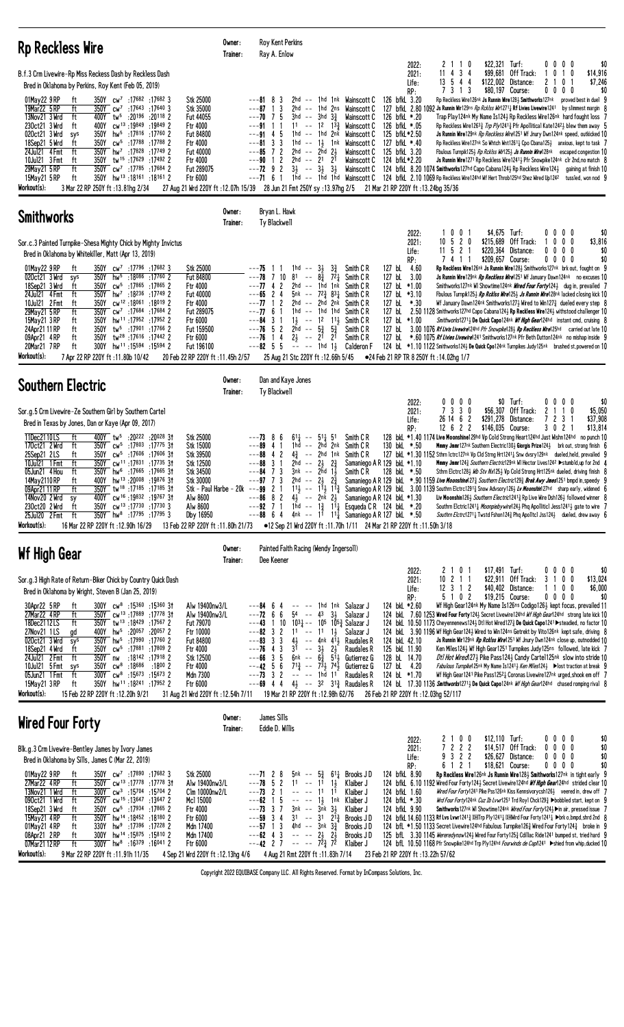## Rp Reckless Wire

Owner: Roy Kent Perkins
Trainer: Ray A. Enlow

B.f.3 Crm Livewire-Rp Miss Reckless Dash by Reckless Dash
Bred in Oklahoma by Perkins, Roy Kent (Feb 05, 2019)

| | | | | | |
|---|---|---|---|---|---|
| 2022: | 2 1 1 0 | $22,321 | Turf: | 0 0 0 0 | $0 |
| 2021: | 11 4 3 4 | $99,681 | Off Track: | 1 0 1 0 | $14,916 |
| Life: | 13 5 4 4 | $122,002 | Distance: | 2 1 0 1 | $7,246 |
| RP: | 7 3 1 3 | $80,197 | Course: | 0 0 0 0 | $0 |

| | | | | | | | | | | | | | | |
|---|---|---|---|---|---|---|---|---|---|---|---|---|---|---|
| 01May22 9RP | ft | 350Y cw[7] :17682 :17682 3 | Stk 25000 | ---81 | 8 3 | 2hd -- 1hd 1nk | Wainscott C | 126 bfkL 3.20 | Rp Reckless Wire126nk Js Runnin Wire128½ Smithworks127nk proved best in duel 9 |
| 19Mar22 5RP | ft | 350Y cw[7] :17643 :17640 3 | Stk 35000 | ---87 | 1 3 | 2hd -- 1hd 2ns | Wainscott C | 127 bfkL 2.80 1092 Js Runnin Wir129ns Rp Rcklss Wir127½ Rf Livies Livewire1241 by slimmest margin 8 |
| 13Nov21 3 Wrd | ft | 400Y tw[5] :20196 :20118 2 | Fut 44055 | ---70 | 7 5 | 3hd -- 3hd 3¾ | Wainscott C | 126 bfkL *.20 | Trap Play124nk My Name Is124¾ Rp Reckless Wire126nk hard fought loss 7 |
| 23Oct21 3 Wrd | ft | 400Y cw[13] :19849 :19849 2 | Ftr 4000 | ---91 | 1 1 | 11 -- 12 13¾ | Wainscott C | 126 bfkL *.05 | Rp Reckless Wire1263¾ Trp Ply124½ Pfr Apollitical Kate1242½ blew them away 5 |
| 02Oct21 3 Wrd | sys | 350Y hw[5] :17816 :17760 2 | Fut 84800 | ---91 | 4 5 | 1hd -- 1hd 2nk | Wainscott C | 125 bfkL*2.50 | Js Runnin Wire129nk Rp Reckless Wire1251 Wf Jnury Dwn124nk speed, outkicked 10 |
| 18Sep21 5 Wrd | ft | 350Y cw[5] :17788 :17788 2 | Ftr 4000 | ---81 | 3 3 | 1hd -- 1½ 1nk | Wainscott C | 127 bfkL *.40 | Rp Reckless Wire127nk So Wtchh Wn126½ Cpo Cbana125½ anxious, kept to task 7 |
| 24Jul21 4 Fmt | ft | 350Y hw[7] :17828 :17749 2 | Fut 40000 | ---85 | 7 2 | 2hd -- 2hd 2½ | Wainscott C | 125 bfkL 3.20 | Fbulous Turnpik125½ Rp Rcklss Wir125½ Js Runnin Wire128nk escaped congestion 10 |
| 10Jul21 3 Fmt | ft | 350Y tw[15] :17629 :17492 2 | Ftr 4000 | ---90 | 1 2 | 2hd -- 21 21 | Wainscott C | 124 bfkL*.20 | Js Runnin Wire1271 Rp Reckless Wire124½ Pfr Snowpike124nk clr 2nd,no match 8 |
| 29May21 5 RP | ft | 350Y cw[7] :17785 :17684 2 | Fut 289075 | ---72 | 9 2 | 3½ -- 3½ 3½ | Wainscott C | 124 bfkL 8.20 1074 Smithworks127hd Capo Cabana124½ Rp Reckless Wire124½ gaining at finish 10 |
| 15May21 5 RP | ft | 350Y hw[13] :18161 :18161 2 | Ftr 6000 | ---71 | 6 1 | 1hd -- 1hd 1hd | Wainscott C | 124 bfkL 2.10 1069 Rp Reckless Wire124hd Wf Hert Throb125hd Shez Wired Up1242 tussled, won nod 9 |

Workout(s): 3 Mar 22 RP 250Y ft :13.81hg 2/34 27 Aug 21 Wrd 220Y ft :12.07h 15/39 28 Jun 21 Fmt 250Y sy :13.97hg 2/5 21 Mar 21 RP 220Y ft :13.24bg 35/36

## Smithworks

Owner: Bryan L. Hawk
Trainer: Ty Blackwell

Sor.c.3 Painted Turnpike-Shesa Mighty Chick by Mighty Invictus
Bred in Oklahoma by Whitekiller, Matt (Apr 13, 2019)

| | | | | | |
|---|---|---|---|---|---|
| 2022: | 1 0 0 1 | $4,675 | Turf: | 0 0 0 0 | $0 |
| 2021: | 10 5 2 0 | $215,689 | Off Track: | 1 0 0 0 | $3,816 |
| Life: | 11 5 2 1 | $220,364 | Distance: | 0 0 0 0 | $0 |
| RP: | 7 4 1 1 | $209,657 | Course: | 0 0 0 0 | $0 |

| | | | | | | | | | |
|---|---|---|---|---|---|---|---|---|---|
| 01May22 9RP | ft | 350Y cw[7] :17796 :17682 3 | Stk 25000 | ---75 | 1 1 | 1hd -- 3½ 3¾ | Smith C R | 127 bL 4.60 | Rp Reckless Wire126nk Js Runnin Wire128½ Smithworks127nk brk out, fought on 9 |
| 02Oct21 3 Wrd | sys | 350Y hw[5] :18066 :17760 2 | Fut 84800 | ---78 | 7 10 | 81 -- 8½ 72¼ | Smith C R | 127 bL 3.00 | Js Runnin Wire129nk Rp Reckless Wire1251 Wf January Dawn124nk no excuses 10 |
| 18Sep21 3 Wrd | ft | 350Y cw[5] :17865 :17865 2 | Ftr 4000 | ---77 | 4 2 | 2hd -- 1hd 1nk | Smith C R | 127 bL *1.00 | Smithworks127nk Wl Showtime124nk Wired Four Forty124½ dug in, prevailed 7 |
| 24Jul21 4 Fmt | ft | 350Y hw[7] :18236 :17749 2 | Fut 40000 | ---65 | 2 4 | 5nk -- 72¾ 83¾ | Smith C R | 127 bL *3.10 | Fbulous Turnpik125½ Rp Rcklss Wir125½ Js Runnin Wire128nk lacked closing kick 10 |
| 10Jul21 2 Fmt | ft | 350Y cw[12] :18061 :18019 2 | Ftr 4000 | ---77 | 1 2 | 2hd -- 2hd 2nk | Smith C R | 127 bL *.30 | Wf January Dawn124nk Smithworks127½ Wired to Win127¾ dueled every step 8 |
| 29May21 5 RP | ft | 350Y cw[7] :17684 :17684 2 | Fut 289075 | ---77 | 6 1 | 1hd -- 1hd 1hd | Smith C R | 127 bL 2.50 1128 Smithworks127hd Capo Cabana124½ Rp Reckless Wire124½ withstood challenger 10 |
| 15May21 3 RP | ft | 350Y hw[11] :17952 :17952 2 | Ftr 6000 | ---84 | 3 1 | 1½ -- 12 11½ | Smith C R | 127 bL *1.00 | Smithworks1271½ De Quick Capo124nk Wf High Gear124hd instant cmd, cruising 8 |
| 24Apr21 11 RP | ft | 350Y tw[5] :17901 :17766 2 | Fut 159500 | ---76 | 5 2 | 2hd -- 5¾ 5¾ | Smith C R | 127 bL 3.00 1076 Rf Lvis Livewire124hd Pfr Snowpike128½ Rp Reckless Wire125hd carried out late 10 |
| 09Apr21 4 RP | ft | 350Y tw[28] :17616 :17442 2 | Ftr 6000 | ---76 | 1 4 | 2½ -- 21 21 | Smith C R | 127 bL *.60 1075 Rf Livies Livewire1241 Smithworks127nk Pfr Beth Dutton124nk no mishap inside 9 |
| 20Mar21 7 RP | ft | 300Y hw[11] :15594 :15594 2 | Ftr 196100 | ---82 | 5 5 | -- -- 1hd 1½ | Calderon F | 124 bL *1.10 1122 Smithworks124½ De Quick Cpo124nk Turnpikes Judy125nk brushed st,powered on 10 |

Workout(s): 7 Apr 22 RP 220Y ft :11.80b 10/42 20 Feb 22 RP 220Y ft :11.45h 2/57 25 Aug 21 Stc 220Y ft :12.66h 5/45 ●24 Feb 21 RP TR 8 250Y ft :14.02hg 1/7

## Southern Electric

Owner: Dan and Kaye Jones
Trainer: Ty Blackwell

Sor.g.5 Crm Livewire-Ze Southern Girl by Southern Cartel
Bred in Texas by Jones, Dan or Kaye (Apr 09, 2017)

| | | | | | |
|---|---|---|---|---|---|
| 2022: | 0 0 0 0 | $0 | Turf: | 0 0 0 0 | $0 |
| 2021: | 7 3 3 0 | $56,307 | Off Track: | 2 1 1 0 | $5,050 |
| Life: | 26 14 6 2 | $291,278 | Distance: | 7 2 3 1 | $37,908 |
| RP: | 12 6 2 2 | $146,035 | Course: | 3 0 2 1 | $13,814 |

| | | | | | | | | | |
|---|---|---|---|---|---|---|---|---|---|
| 11Dec21 10 LS | ft | 400Y tw[5] :20222 :20028 3↑ | Stk 25000 | ---73 | 8 6 | 6¹¼ -- 5¹¼ 5¹ | Smith C R | 128 bkL *1.40 1174 Live Moonshine129hd Vp Cold Strong Heart124hd Just Mshn124hd no punch 10 |
| 17Oct21 2 Wrd | ft | 350Y cw[5] :17803 :17775 3↑ | Stk 15000 | ---89 | 4 1 | 1hd -- 2hd 2nk | Smith C R | 130 bkL *.50 | Mmmy Jmmr127nk Southern Electric130½ Giorgis Prize124½ brk out, strong finish 6 |
| 25Sep21 2 LS | ft | 350Y cw[5] :17606 :17606 3↑ | Stk 39500 | ---88 | 4 2 | 4¾ -- 2hd 1nk | Smith C R | 127 bkL *1.30 1152 Sthrn Lctrc127nk Vp Cld Strng Hrt1241½ Snw dvsry129nk dueled,held, prevailed 9 |
| 10Jul21 1 Fmt | ft | 350Y cw[11] :17831 :17735 3↑ | Stk 12500 | ---88 | 3 1 | 2hd -- 2½ 2¾ | Samaniego A R 129 bkL *1.10 | Mmmy Jmmr124¾ Southern Electric129nk Wl Hector Lives1242 ▶stumbld,up for 2nd 4 |
| 05Jun21 4 Hou | ft | 350Y hw[6] :17665 :17665 3↑ | Stk 34500 | ---84 | 7 3 | 3nk -- 2hd 1½ | Smith C R | 128 bkL *.50 | Sthrn Elctrc128½ Wb Stv Wa125½ Vp Cold Strong Hrt125nk dueled, driving finish 8 |
| 14May21 10 RP | ft | 400Y hw[13] :20008 :19876 3↑ | Stk 30000 | ---97 | 7 3 | 2hd -- 2½ 2¾ | Samaniego A R 129 bkL *.90 1159 Live Moonshine127¾ Southern Electric129½ Brek Awy Jmes1251 bmpd st,speedy 9 |
| 09Apr21 11 RP | ft | 350Y tw[18] :17185 :17185 3↑ | Stk - Paul Harbe - 20k | ---99 | 2 1 | 1¹½ -- 1¹½ 1¹¾ | Samaniego A R 129 bkL 3.00 1139 Southrn Elctrc1291¾ Snow Advsory126½ Lv Moonshin127hd sharp early, widened 6 |
| 14Nov20 2 Wrd | sy | 400Y cw[16] :19832 :19767 3↑ | Alw 8600 | ---86 | 8 2 | 4½ -- 2nk 2½ | Samaniego A R 124 bkL *1.30 | Liv Moonshin126½ Southern Electric124½ Rp Live Wire Dsh126½ followed winner 8 |
| 23Oct20 2 Wrd | ft | 350Y cw[13] :17730 :17730 3 | Alw 8600 | ---92 | 7 1 | 1hd -- 1¾ 1¹¾ | Esqueda C R 124 bkL *.20 | Southrn Elctric1241¾ Moonpieby wire124½ Phq Apollitic1 Jess124¹½ gate to wire 7 |
| 25Jul20 2 Fmt | ft | 350Y hw[8] :17795 :17795 3 | Dby 16950 | ---88 | 6 4 | 4nk -- 1¹ 1¹¾ | Samaniego A R 127 bkL *.50 | Southrn Elctrc1271¾ Twstd Fshon124¾ Phq Apollitcl Jss124½ dueled, drew away 6 |

Workout(s): 16 Mar 22 RP 220Y ft :12.90h 16/29 13 Feb 22 RP 220Y ft :11.80h 21/73 ●12 Sep 21 Wrd 220Y ft :11.70h 1/11 24 Mar 21 RP 220Y ft :11.50h 3/18

## Wf High Gear

Owner: Painted Faith Racing (Wendy Ingersoll)
Trainer: Dee Keener

Sor.g.3 High Rate of Return-Biker Chick by Country Quick Dash
Bred in Oklahoma by Wright, Steven B (Jan 25, 2019)

| | | | | | |
|---|---|---|---|---|---|
| 2022: | 2 1 0 1 | $17,491 | Turf: | 0 0 0 0 | $0 |
| 2021: | 10 2 1 1 | $22,911 | Off Track: | 3 1 0 0 | $13,024 |
| Life: | 12 3 1 2 | $40,402 | Distance: | 1 1 0 0 | $6,000 |
| RP: | 5 1 0 2 | $19,215 | Course: | 0 0 0 0 | $0 |

| | | | | | | | | | |
|---|---|---|---|---|---|---|---|---|---|
| 30Apr22 5 RP | ft | 300Y cw[8] :15360 :15360 3↑ | Alw 19400nw3/L | ---84 | 6 4 | -- -- 1hd 1nk | Salazar J | 124 bkL *2.60 | Wf High Gear124nk My Name Is126nk Codigo126½ kept focus, prevailed 11 |
| 27Mar22 4 RP | ft | 350Y cw[13] :17889 :17778 3↑ | Alw 19400nw3/L | ---72 | 6 6 | 5nk -- 43 3½ | Salazar J | 124 bkL 7.60 1253 Wired Four Forty124½ Secret Livewire124hd Wf High Gear124hd strong late kick 10 |
| 18Dec21 12 LS | ft | 350Y tw[3] :18429 :17567 2 | Fut 79070 | ---43 | 1 10 | 103¼ -- 109 105¾ | Salazar J | 124 bkL 10.50 1173 Cheyennenews124½ Dtl Hot Wired127¾ De Quick Capo1241 ▶steadied, no factor 10 |
| 27Nov21 1 LS | gd | 400Y hw[5] :20057 :20057 2 | Ftr 10000 | ---82 | 3 2 | 11 -- 11 1½ | Salazar J | 124 bkL 3.90 1196 Wf High Gear124½ Wired to Win124ns Getrekt by Vito126nk kept safe, driving 8 |
| 02Oct21 3 Wrd | sys | 350Y hw[5] :17990 :17760 2 | Fut 84800 | ---83 | 3 3 | 4½ -- 4nk 4¹½ | Raudales R | 124 bkL 42.10 | Js Runnin Wire129nk Rp Rcklss Wire1251 Wf Jnury Dwn124nk close up, outnodded 10 |
| 18Sep21 4 Wrd | ft | 350Y cw[5] :17881 :17809 2 | Ftr 4000 | ---76 | 4 3 | 3¹ -- 3½ 2½ | Raudales R | 125 bkL 11.90 | Ken Miles124½ Wf High Gear1251 Turnpikes Judy125ns followed, late kick 7 |
| 24Jul21 2 Fmt | ft | 350Y nw :18142 :17918 2 | Stk 12500 | ---66 | 3 5 | 6¾ -- 5¹½ | Gutierrez G | 128 bL 14.70 | Dtl Hot Wired127¾ Pike Pass124½ Candy Cartel125nk slow into stride 10 |
| 10Jul21 5 Fmt | sys | 350Y cw[8] :18686 :1800 2 | Ftr 4000 | ---42 | 5 6 | 7¹¾ -- 7³¾ 7⁴¾ | Gutierrez G | 127 bL 4.20 | Fabulous Turnpike125nk My Name Is1241½ Ken Miles124½ ▶lost traction at break 9 |
| 05Jun21 1 Fmt | ft | 300Y cw[8] :15673 :15673 2 | Mdn 7300 | ---73 | 3 2 | -- -- 1hd 11 | Raudales R | 124 bL *1.70 | Wf High Gear1241 Pike Pass1252½ Coronas Livewire127nk urged,shook em off 7 |
| 15May21 3 RP | ft | 350Y hw[11] :18241 :17952 2 | Ftr 6000 | ---69 | 4 4 | 4½ -- 32 3¹¾ | Raudales R | 124 bL 17.30 1136 Smithworks1271½ De Quick Capo124nk Wf High Gear124hd chased ronging rival 8 |

Workout(s): 15 Feb 22 RP 220Y ft :12.20h 9/21 31 Aug 21 Wrd 220Y ft :12.54h 7/11 19 Mar 21 RP 220Y ft :12.98h 62/76 26 Feb 21 RP 220Y ft :12.03hg 52/117

## Wired Four Forty

Owner: James Sills
Trainer: Eddie D. Willis

Blk.g.3 Crm Livewire-Bentley James by Ivory James
Bred in Oklahoma by Sills, James C (Mar 22, 2019)

| | | | | | |
|---|---|---|---|---|---|
| 2022: | 2 1 0 0 | $12,110 | Turf: | 0 0 0 0 | $0 |
| 2021: | 7 2 2 2 | $14,517 | Off Track: | 0 0 0 0 | $0 |
| Life: | 9 3 2 2 | $26,627 | Distance: | 0 0 0 0 | $0 |
| RP: | 6 1 2 1 | $18,621 | Course: | 0 0 0 0 | $0 |

| | | | | | | | | | |
|---|---|---|---|---|---|---|---|---|---|
| 01May22 9 RP | ft | 350Y cw[7] :17890 :17682 3 | Stk 25000 | ---71 | 2 8 | 5nk -- 5¾ 6¹¼ | Brooks J D | 124 bkL 8.90 | Rp Reckless Wire126nk Js Runnin Wire128½ Smithworks127nk in tight early 9 |
| 27Mar22 4 RP | ft | 350Y cw[13] :17778 :17778 3↑ | Alw 19400nw3/L | ---78 | 5 2 | 11 -- 11 1½ | Klaiber J | 124 bkL 6.10 1192 Wired Four Forty124½ Secret Livewire124hd Wf High Gear124hd strided clear 10 |
| 13Nov21 1 Wrd | ft | 300Y cw[3] :15704 :15704 2 | Clm 10000nw2/L | ---73 | 2 1 | -- -- 11 11 | Klaiber J | 124 bkL 1.60 | Wired Four Forty1241 Pike Pss126nk Kiss Kennsivorycsh126½ veered in, drew off 7 |
| 09Oct21 1 Wrd | ft | 250Y cw[15] :13647 :13647 2 | Mcl 15000 | ---62 | 1 5 | -- -- 1½ 1nk | Klaiber J | 124 bkL *.30 | Wrd Four Forty124nk Cuz Zb Lvwr1251 Trd Royl Chck129½ ▶bobbled start, kept on 9 |
| 18Sep21 3 Wrd | ft | 350Y cw[5] :17934 :17865 2 | Ftr 4000 | ---73 | 3 7 | 3nk -- 3nk 3½ | Klaiber J | 124 bkL 9.90 | Smithworks127nk Wl Showtime124nk Wired Four Forty124½ ▶in air, pressed issue 7 |
| 15May21 4 RP | ft | 350Y hw[14] :18452 :18180 2 | Ftr 6000 | ---59 | 3 4 | 3¹ -- 3¹ 2¹¾ | Brooks J D | 124 bkL 14.60 1133 Rf Lvs Lvwr124¹¾ Trp Ply124¹½ Wird Four Forty124¹½ ▶brk o,bmpd,shrd 2nd 8 |
| 01May21 4 RP | ft | 330Y hw[9] :17396 :17228 2 | Mdn 17400 | ---57 | 1 3 | 4hd -- 3nk 3¾ | Brooks J D | 124 bkL *1.50 1133 Secret Livewire124hd Fabulous Turnpike126¾ Wired Four Forty124½ broke in 9 |
| 08Apr21 2 RP | ft | 300Y hw[14] :15875 :15810 2 | Mdn 17400 | ---62 | 4 3 | -- -- 2½ 2½ | Brooks J D | 125 bkL 3.30 1145 Weneredynow124½ Wired Four Forty125½ Cdlac Ride1241 bumped st, tried hard 9 |
| 07Mar21 12 RP | ft | 300Y hw[8] :16379 :16041 2 | Ftr 6000 | ---42 | 2 7 | -- -- 7²¾ 7² | Klaiber J | 124 bkL 10.50 1168 Pfr Snowpike124hd Trp Ply124hd Fourwinds de Capl241 ▶shied from whip,ducked 10 |

Workout(s): 9 Mar 22 RP 220Y ft :11.91h 11/35 4 Sep 21 Wrd 220Y ft :12.13hg 4/6 4 Aug 21 Rmt 220Y ft :11.83h 7/14 23 Feb 21 RP 220Y ft :13.22h 57/62

Copyright 2022 EQUIBASE Company LLC. All Rights Reserved. Format by InCompass Solutions, Inc.